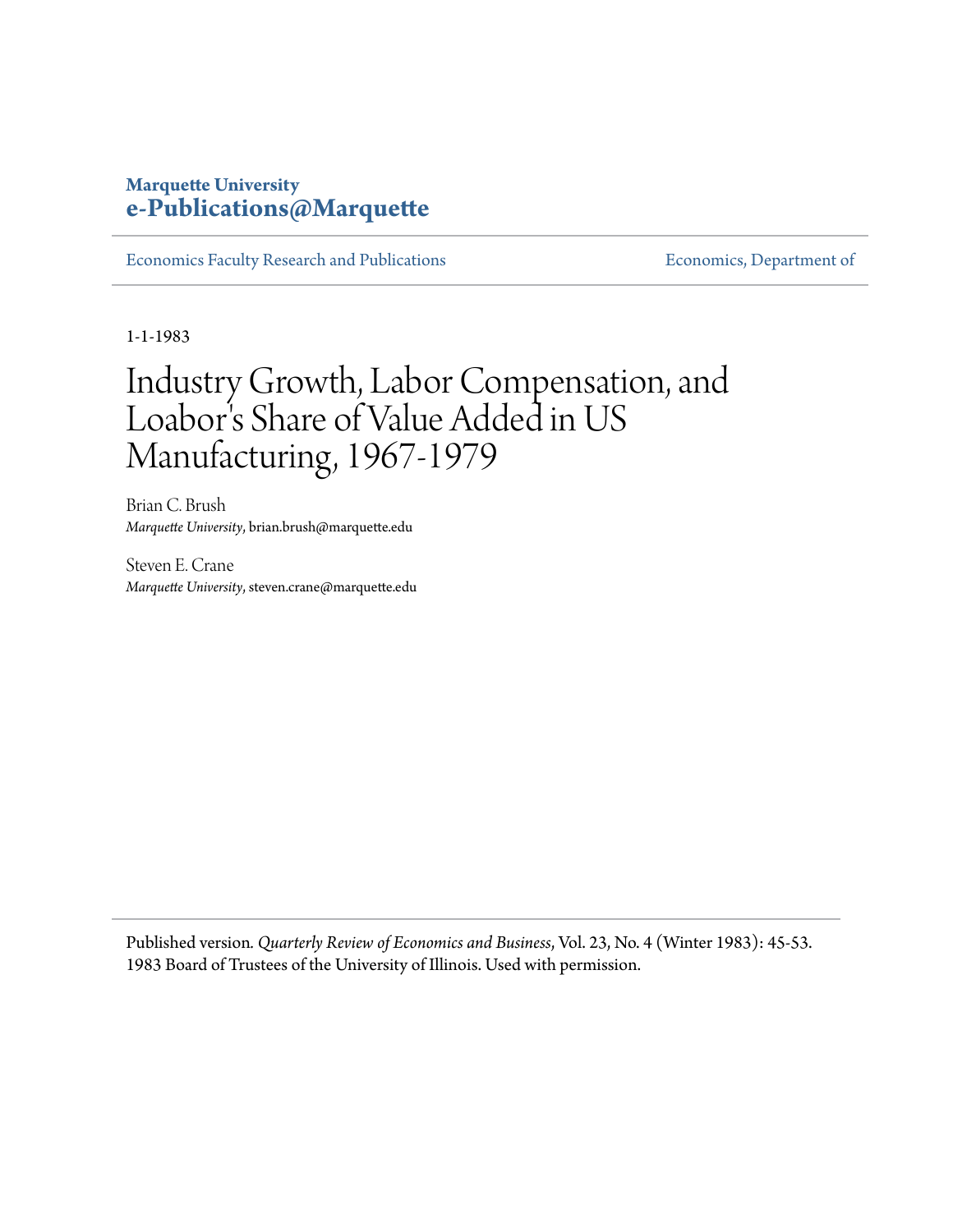**Marquette University**
**e-Publications@Marquette**

Economics Faculty Research and Publications | Economics, Department of

1-1-1983

# Industry Growth, Labor Compensation, and Loabor's Share of Value Added in US Manufacturing, 1967-1979

Brian C. Brush
*Marquette University*, brian.brush@marquette.edu

Steven E. Crane
*Marquette University*, steven.crane@marquette.edu

Published version. *Quarterly Review of Economics and Business*, Vol. 23, No. 4 (Winter 1983): 45-53. 1983 Board of Trustees of the University of Illinois. Used with permission.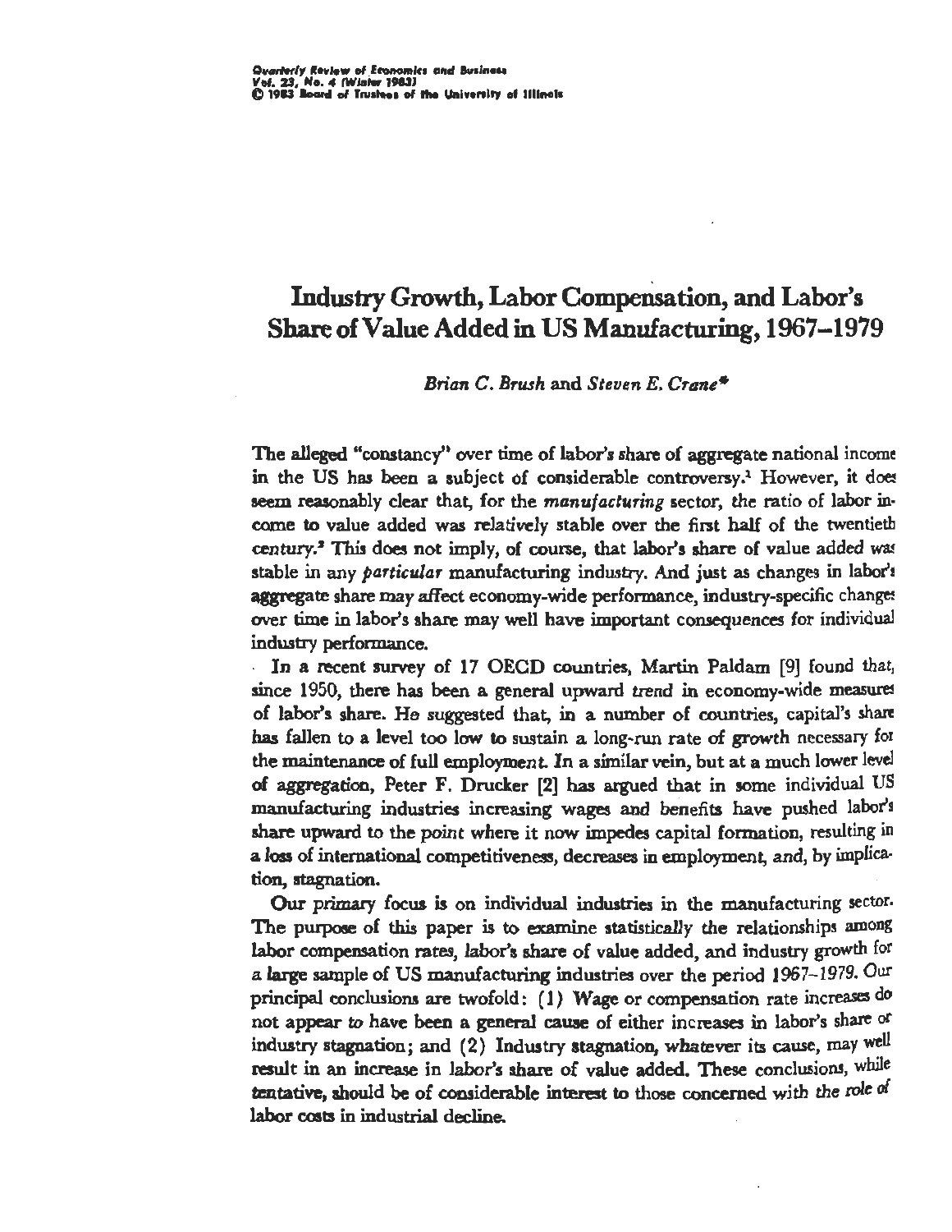# Industry Growth, Labor Compensation, and Labor's Share of Value Added in US Manufacturing, 1967–1979

*Brian C. Brush* and *Steven E. Crane*\*

The alleged "constancy" over time of labor's share of aggregate national income in the US has been a subject of considerable controversy.[1] However, it does seem reasonably clear that, for the *manufacturing* sector, the ratio of labor income to value added was relatively stable over the first half of the twentieth century.[2] This does not imply, of course, that labor's share of value added was stable in any *particular* manufacturing industry. And just as changes in labor's aggregate share may affect economy-wide performance, industry-specific changes over time in labor's share may well have important consequences for individual industry performance.

In a recent survey of 17 OECD countries, Martin Paldam [9] found that, since 1950, there has been a general upward trend in economy-wide measures of labor's share. He suggested that, in a number of countries, capital's share has fallen to a level too low to sustain a long-run rate of growth necessary for the maintenance of full employment. In a similar vein, but at a much lower level of aggregation, Peter F. Drucker [2] has argued that in some individual US manufacturing industries increasing wages and benefits have pushed labor's share upward to the point where it now impedes capital formation, resulting in a loss of international competitiveness, decreases in employment, and, by implication, stagnation.

Our primary focus is on individual industries in the manufacturing sector. The purpose of this paper is to examine statistically the relationships among labor compensation rates, labor's share of value added, and industry growth for a large sample of US manufacturing industries over the period 1967–1979. Our principal conclusions are twofold: (1) Wage or compensation rate increases do not appear to have been a general cause of either increases in labor's share or industry stagnation; and (2) Industry stagnation, whatever its cause, may well result in an increase in labor's share of value added. These conclusions, while tentative, should be of considerable interest to those concerned with the role of labor costs in industrial decline.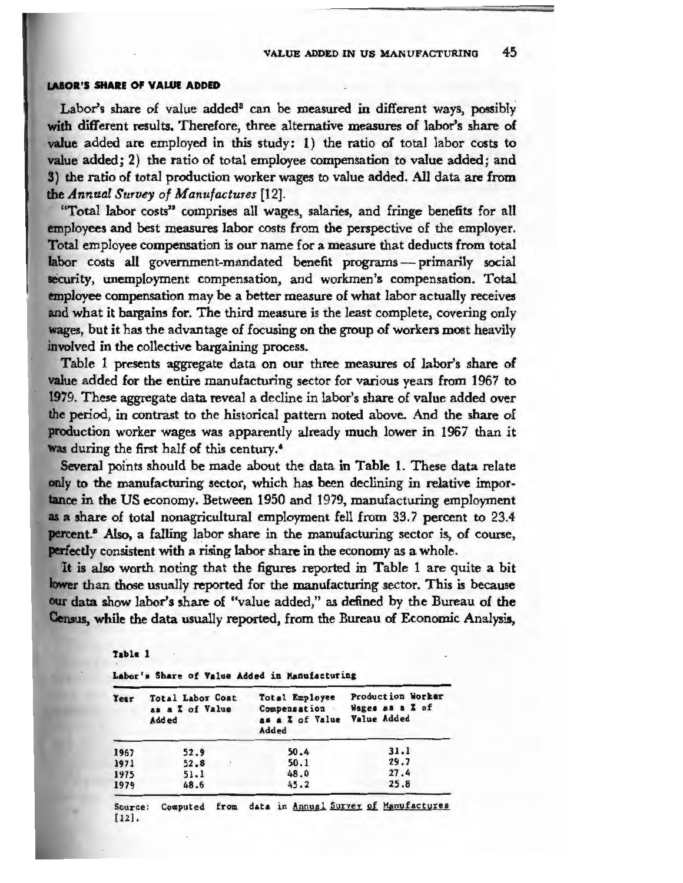## LABOR'S SHARE OF VALUE ADDED

Labor's share of value added[3] can be measured in different ways, possibly with different results. Therefore, three alternative measures of labor's share of value added are employed in this study: 1) the ratio of total labor costs to value added; 2) the ratio of total employee compensation to value added; and 3) the ratio of total production worker wages to value added. All data are from the *Annual Survey of Manufactures* [12].

"Total labor costs" comprises all wages, salaries, and fringe benefits for all employees and best measures labor costs from the perspective of the employer. Total employee compensation is our name for a measure that deducts from total labor costs all government-mandated benefit programs — primarily social security, unemployment compensation, and workmen's compensation. Total employee compensation may be a better measure of what labor actually receives and what it bargains for. The third measure is the least complete, covering only wages, but it has the advantage of focusing on the group of workers most heavily involved in the collective bargaining process.

Table 1 presents aggregate data on our three measures of labor's share of value added for the entire manufacturing sector for various years from 1967 to 1979. These aggregate data reveal a decline in labor's share of value added over the period, in contrast to the historical pattern noted above. And the share of production worker wages was apparently already much lower in 1967 than it was during the first half of this century.[4]

Several points should be made about the data in Table 1. These data relate only to the manufacturing sector, which has been declining in relative importance in the US economy. Between 1950 and 1979, manufacturing employment as a share of total nonagricultural employment fell from 33.7 percent to 23.4 percent.[5] Also, a falling labor share in the manufacturing sector is, of course, perfectly consistent with a rising labor share in the economy as a whole.

It is also worth noting that the figures reported in Table 1 are quite a bit lower than those usually reported for the manufacturing sector. This is because our data show labor's share of "value added," as defined by the Bureau of the Census, while the data usually reported, from the Bureau of Economic Analysis,

Table 1

Labor's Share of Value Added in Manufacturing

| Year | Total Labor Cost as a % of Value Added | Total Employee Compensation as a % of Value Added | Production Worker Wages as a % of Value Added |
|---|---|---|---|
| 1967 | 52.9 | 50.4 | 31.1 |
| 1971 | 52.8 | 50.1 | 29.7 |
| 1975 | 51.1 | 48.0 | 27.4 |
| 1979 | 48.6 | 45.2 | 25.8 |

Source: Computed from data in Annual Survey of Manufactures [12].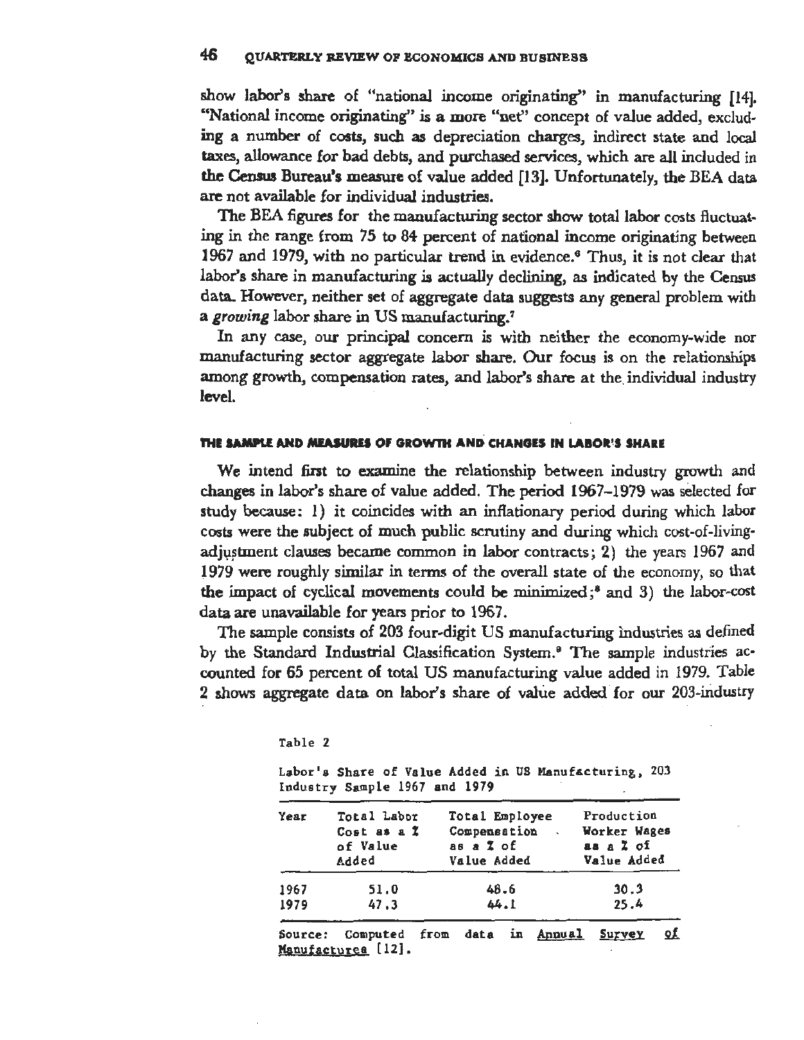show labor's share of "national income originating" in manufacturing [14]. "National income originating" is a more "net" concept of value added, excluding a number of costs, such as depreciation charges, indirect state and local taxes, allowance for bad debts, and purchased services, which are all included in the Census Bureau's measure of value added [13]. Unfortunately, the BEA data are not available for individual industries.

The BEA figures for the manufacturing sector show total labor costs fluctuating in the range from 75 to 84 percent of national income originating between 1967 and 1979, with no particular trend in evidence.[6] Thus, it is not clear that labor's share in manufacturing is actually declining, as indicated by the Census data. However, neither set of aggregate data suggests any general problem with a *growing* labor share in US manufacturing.[7]

In any case, our principal concern is with neither the economy-wide nor manufacturing sector aggregate labor share. Our focus is on the relationships among growth, compensation rates, and labor's share at the individual industry level.

### THE SAMPLE AND MEASURES OF GROWTH AND CHANGES IN LABOR'S SHARE

We intend first to examine the relationship between industry growth and changes in labor's share of value added. The period 1967–1979 was selected for study because: 1) it coincides with an inflationary period during which labor costs were the subject of much public scrutiny and during which cost-of-living-adjustment clauses became common in labor contracts; 2) the years 1967 and 1979 were roughly similar in terms of the overall state of the economy, so that the impact of cyclical movements could be minimized;[8] and 3) the labor-cost data are unavailable for years prior to 1967.

The sample consists of 203 four-digit US manufacturing industries as defined by the Standard Industrial Classification System.[9] The sample industries accounted for 65 percent of total US manufacturing value added in 1979. Table 2 shows aggregate data on labor's share of value added for our 203-industry

Table 2

Labor's Share of Value Added in US Manufacturing, 203 Industry Sample 1967 and 1979

| Year | Total Labor Cost as a % of Value Added | Total Employee Compensation as a % of Value Added | Production Worker Wages as a % of Value Added |
|---|---|---|---|
| 1967 | 51.0 | 48.6 | 30.3 |
| 1979 | 47.3 | 44.1 | 25.4 |

Source: Computed from data in *Annual Survey of Manufactures* [12].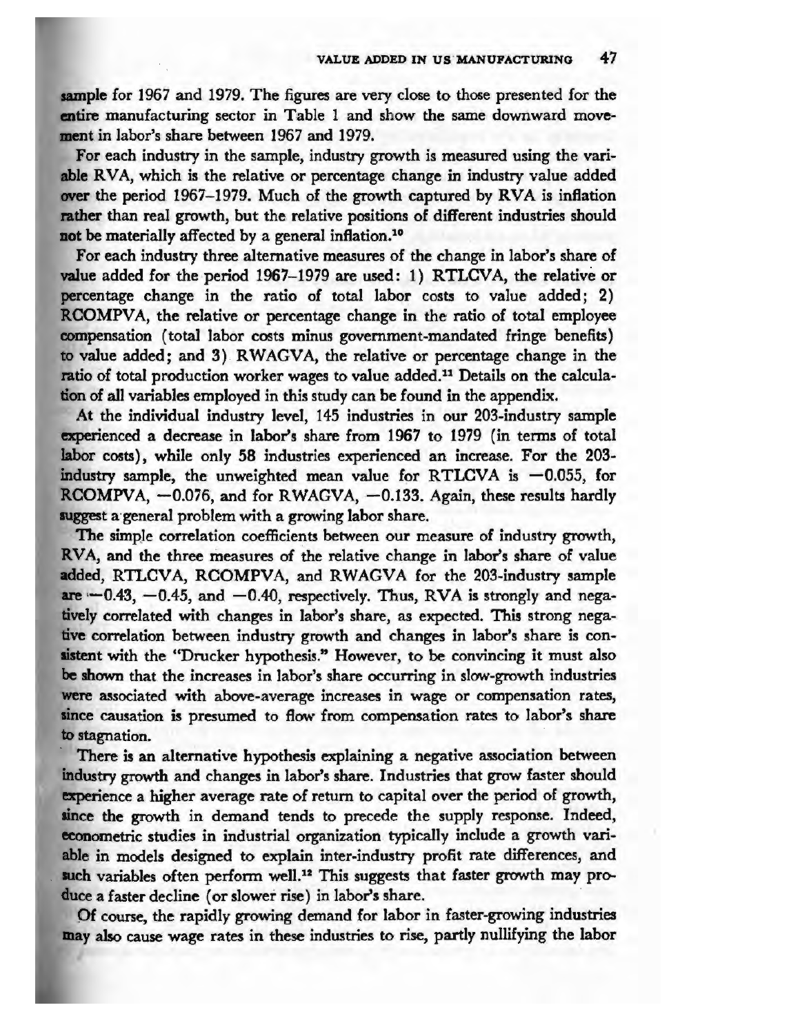sample for 1967 and 1979. The figures are very close to those presented for the entire manufacturing sector in Table 1 and show the same downward movement in labor's share between 1967 and 1979.

For each industry in the sample, industry growth is measured using the variable RVA, which is the relative or percentage change in industry value added over the period 1967–1979. Much of the growth captured by RVA is inflation rather than real growth, but the relative positions of different industries should not be materially affected by a general inflation.[10]

For each industry three alternative measures of the change in labor's share of value added for the period 1967–1979 are used: 1) RTLCVA, the relative or percentage change in the ratio of total labor costs to value added; 2) RCOMPVA, the relative or percentage change in the ratio of total employee compensation (total labor costs minus government-mandated fringe benefits) to value added; and 3) RWAGVA, the relative or percentage change in the ratio of total production worker wages to value added.[11] Details on the calculation of all variables employed in this study can be found in the appendix.

At the individual industry level, 145 industries in our 203-industry sample experienced a decrease in labor's share from 1967 to 1979 (in terms of total labor costs), while only 58 industries experienced an increase. For the 203-industry sample, the unweighted mean value for RTLCVA is −0.055, for RCOMPVA, −0.076, and for RWAGVA, −0.133. Again, these results hardly suggest a general problem with a growing labor share.

The simple correlation coefficients between our measure of industry growth, RVA, and the three measures of the relative change in labor's share of value added, RTLCVA, RCOMPVA, and RWAGVA for the 203-industry sample are −0.43, −0.45, and −0.40, respectively. Thus, RVA is strongly and negatively correlated with changes in labor's share, as expected. This strong negative correlation between industry growth and changes in labor's share is consistent with the "Drucker hypothesis." However, to be convincing it must also be shown that the increases in labor's share occurring in slow-growth industries were associated with above-average increases in wage or compensation rates, since causation is presumed to flow from compensation rates to labor's share to stagnation.

There is an alternative hypothesis explaining a negative association between industry growth and changes in labor's share. Industries that grow faster should experience a higher average rate of return to capital over the period of growth, since the growth in demand tends to precede the supply response. Indeed, econometric studies in industrial organization typically include a growth variable in models designed to explain inter-industry profit rate differences, and such variables often perform well.[12] This suggests that faster growth may produce a faster decline (or slower rise) in labor's share.

Of course, the rapidly growing demand for labor in faster-growing industries may also cause wage rates in these industries to rise, partly nullifying the labor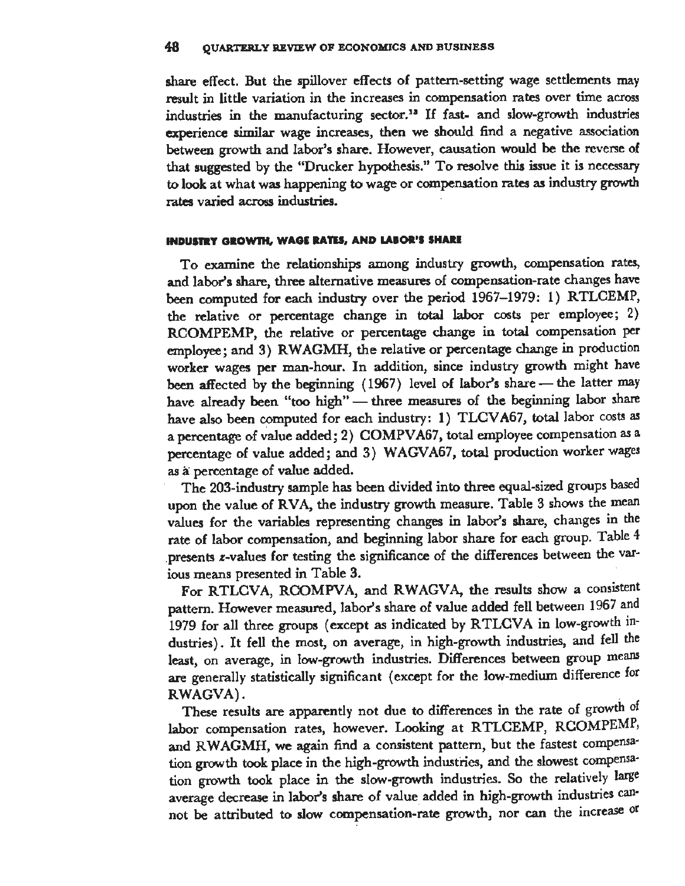share effect. But the spillover effects of pattern-setting wage settlements may result in little variation in the increases in compensation rates over time across industries in the manufacturing sector.[18] If fast- and slow-growth industries experience similar wage increases, then we should find a negative association between growth and labor's share. However, causation would be the reverse of that suggested by the "Drucker hypothesis." To resolve this issue it is necessary to look at what was happening to wage or compensation rates as industry growth rates varied across industries.

#### INDUSTRY GROWTH, WAGE RATES, AND LABOR'S SHARE

To examine the relationships among industry growth, compensation rates, and labor's share, three alternative measures of compensation-rate changes have been computed for each industry over the period 1967–1979: 1) RTLCEMP, the relative or percentage change in total labor costs per employee; 2) RCOMPEMP, the relative or percentage change in total compensation per employee; and 3) RWAGMH, the relative or percentage change in production worker wages per man-hour. In addition, since industry growth might have been affected by the beginning (1967) level of labor's share — the latter may have already been "too high" — three measures of the beginning labor share have also been computed for each industry: 1) TLCVA67, total labor costs as a percentage of value added; 2) COMPVA67, total employee compensation as a percentage of value added; and 3) WAGVA67, total production worker wages as a percentage of value added.

The 203-industry sample has been divided into three equal-sized groups based upon the value of RVA, the industry growth measure. Table 3 shows the mean values for the variables representing changes in labor's share, changes in the rate of labor compensation, and beginning labor share for each group. Table 4 presents $z$-values for testing the significance of the differences between the various means presented in Table 3.

For RTLCVA, RCOMPVA, and RWAGVA, the results show a consistent pattern. However measured, labor's share of value added fell between 1967 and 1979 for all three groups (except as indicated by RTLCVA in low-growth industries). It fell the most, on average, in high-growth industries, and fell the least, on average, in low-growth industries. Differences between group means are generally statistically significant (except for the low-medium difference for RWAGVA).

These results are apparently not due to differences in the rate of growth of labor compensation rates, however. Looking at RTLCEMP, RCOMPEMP, and RWAGMH, we again find a consistent pattern, but the fastest compensation growth took place in the high-growth industries, and the slowest compensation growth took place in the slow-growth industries. So the relatively large average decrease in labor's share of value added in high-growth industries cannot be attributed to slow compensation-rate growth, nor can the increase or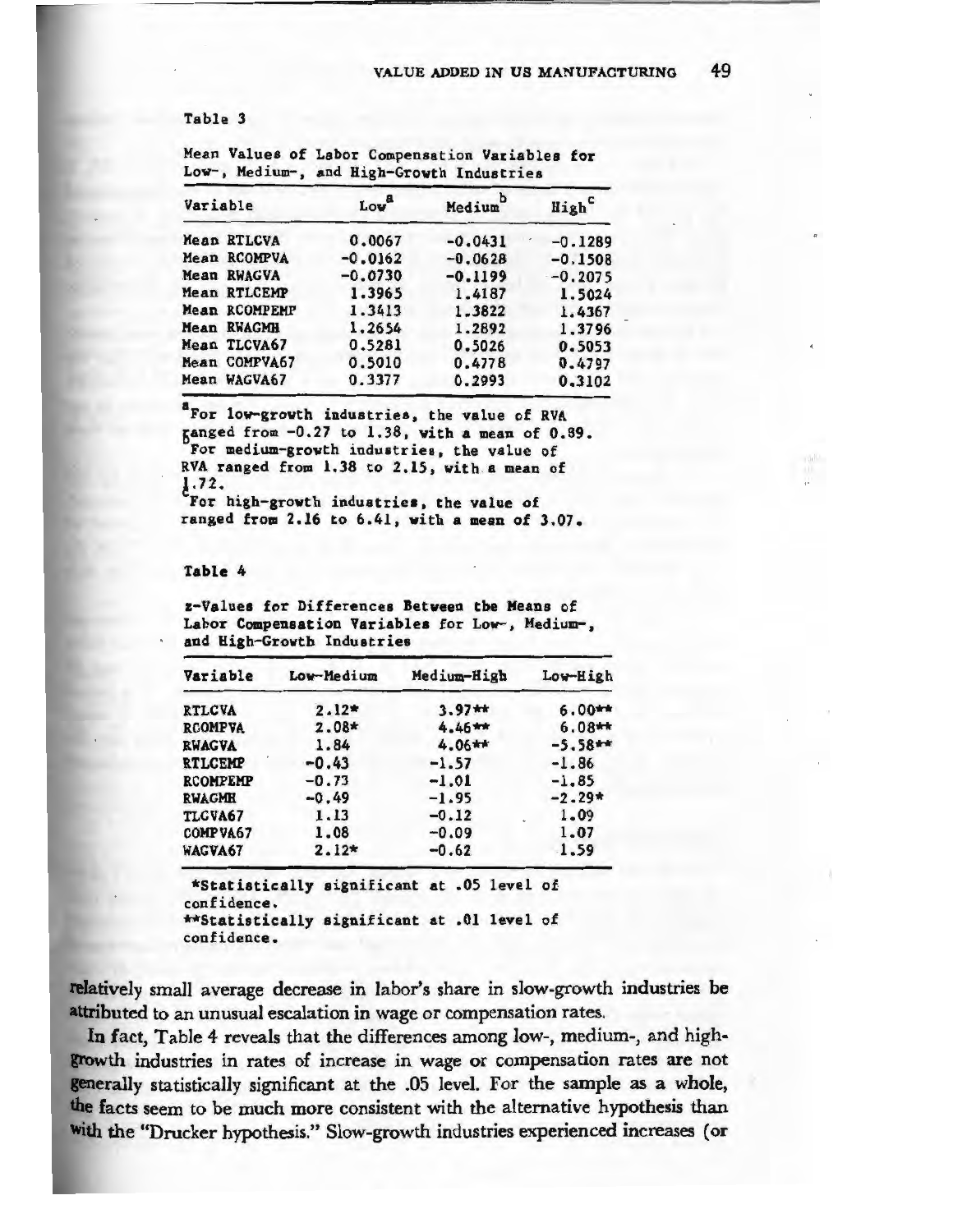Table 3

Mean Values of Labor Compensation Variables for Low-, Medium-, and High-Growth Industries

| Variable | Low[a] | Medium[b] | High[c] |
|---|---|---|---|
| Mean RTLCVA | 0.0067 | -0.0431 | -0.1289 |
| Mean RCOMPVA | -0.0162 | -0.0628 | -0.1508 |
| Mean RWAGVA | -0.0730 | -0.1199 | -0.2075 |
| Mean RTLCEMP | 1.3965 | 1.4187 | 1.5024 |
| Mean RCOMPEMP | 1.3413 | 1.3822 | 1.4367 |
| Mean RWAGMH | 1.2654 | 1.2892 | 1.3796 |
| Mean TLCVA67 | 0.5281 | 0.5026 | 0.5053 |
| Mean COMPVA67 | 0.5010 | 0.4778 | 0.4797 |
| Mean WAGVA67 | 0.3377 | 0.2993 | 0.3102 |

[a]For low-growth industries, the value of RVA ranged from -0.27 to 1.38, with a mean of 0.89.
[b]For medium-growth industries, the value of RVA ranged from 1.38 to 2.15, with a mean of 1.72.
[c]For high-growth industries, the value of ranged from 2.16 to 6.41, with a mean of 3.07.

Table 4

z-Values for Differences Between the Means of Labor Compensation Variables for Low-, Medium-, and High-Growth Industries

| Variable | Low-Medium | Medium-High | Low-High |
|---|---|---|---|
| RTLCVA | 2.12* | 3.97** | 6.00** |
| RCOMPVA | 2.08* | 4.46** | 6.08** |
| RWAGVA | 1.84 | 4.06** | -5.58** |
| RTLCEMP | -0.43 | -1.57 | -1.86 |
| RCOMPEMP | -0.73 | -1.01 | -1.85 |
| RWAGMH | -0.49 | -1.95 | -2.29* |
| TLCVA67 | 1.13 | -0.12 | 1.09 |
| COMPVA67 | 1.08 | -0.09 | 1.07 |
| WAGVA67 | 2.12* | -0.62 | 1.59 |

*Statistically significant at .05 level of confidence.
**Statistically significant at .01 level of confidence.

relatively small average decrease in labor's share in slow-growth industries be attributed to an unusual escalation in wage or compensation rates.

In fact, Table 4 reveals that the differences among low-, medium-, and high-growth industries in rates of increase in wage or compensation rates are not generally statistically significant at the .05 level. For the sample as a whole, the facts seem to be much more consistent with the alternative hypothesis than with the "Drucker hypothesis." Slow-growth industries experienced increases (or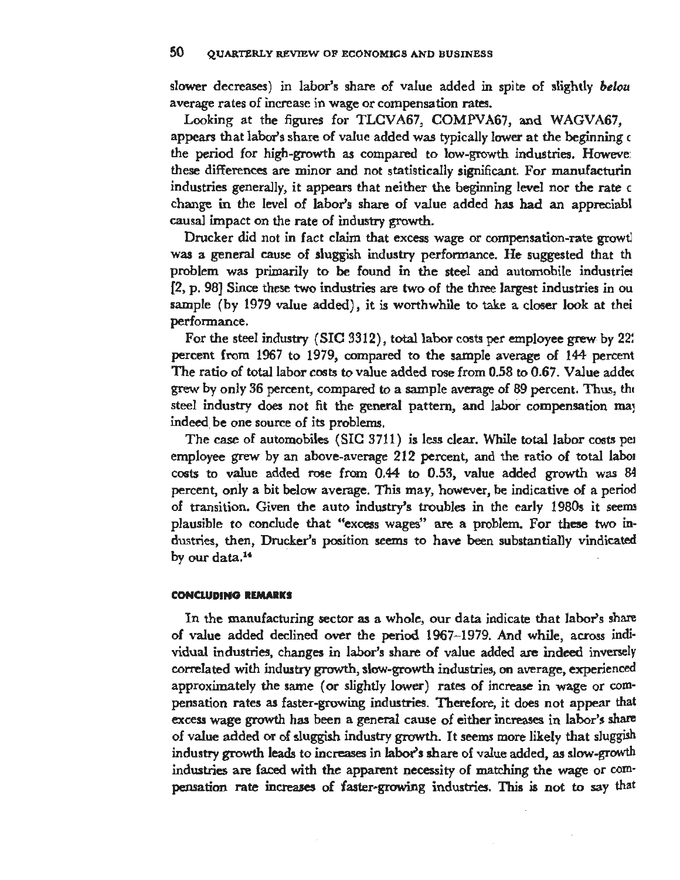slower decreases) in labor's share of value added in spite of slightly *below* average rates of increase in wage or compensation rates.

Looking at the figures for TLCVA67, COMPVA67, and WAGVA67, it appears that labor's share of value added was typically lower at the beginning of the period for high-growth as compared to low-growth industries. However, these differences are minor and not statistically significant. For manufacturing industries generally, it appears that neither the beginning level nor the rate of change in the level of labor's share of value added has had an appreciable causal impact on the rate of industry growth.

Drucker did not in fact claim that excess wage or compensation-rate growth was a general cause of sluggish industry performance. He suggested that the problem was primarily to be found in the steel and automobile industries [2, p. 98] Since these two industries are two of the three largest industries in our sample (by 1979 value added), it is worthwhile to take a closer look at their performance.

For the steel industry (SIC 3312), total labor costs per employee grew by 22? percent from 1967 to 1979, compared to the sample average of 144 percent. The ratio of total labor costs to value added rose from 0.58 to 0.67. Value added grew by only 36 percent, compared to a sample average of 89 percent. Thus, the steel industry does not fit the general pattern, and labor compensation may indeed be one source of its problems.

The case of automobiles (SIC 3711) is less clear. While total labor costs per employee grew by an above-average 212 percent, and the ratio of total labor costs to value added rose from 0.44 to 0.53, value added growth was 84 percent, only a bit below average. This may, however, be indicative of a period of transition. Given the auto industry's troubles in the early 1980s it seems plausible to conclude that "excess wages" are a problem. For these two industries, then, Drucker's position seems to have been substantially vindicated by our data.[14]

## CONCLUDING REMARKS

In the manufacturing sector as a whole, our data indicate that labor's share of value added declined over the period 1967–1979. And while, across individual industries, changes in labor's share of value added are indeed inversely correlated with industry growth, slow-growth industries, on average, experienced approximately the same (or slightly lower) rates of increase in wage or compensation rates as faster-growing industries. Therefore, it does not appear that excess wage growth has been a general cause of either increases in labor's share of value added or of sluggish industry growth. It seems more likely that sluggish industry growth leads to increases in labor's share of value added, as slow-growth industries are faced with the apparent necessity of matching the wage or compensation rate increases of faster-growing industries. This is not to say that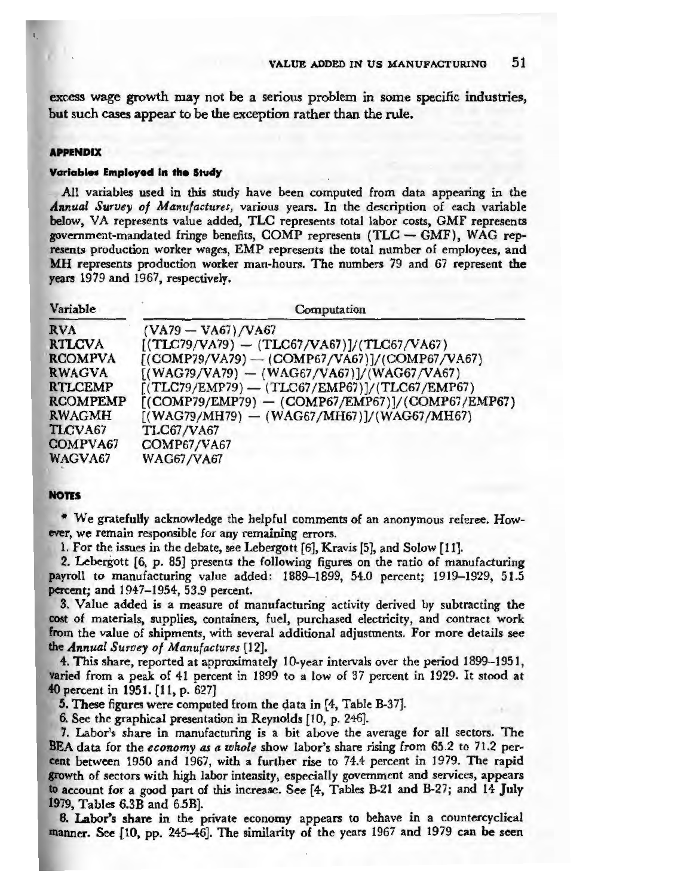excess wage growth may not be a serious problem in some specific industries, but such cases appear to be the exception rather than the rule.

## APPENDIX

### Variables Employed in the Study

All variables used in this study have been computed from data appearing in the *Annual Survey of Manufactures*, various years. In the description of each variable below, VA represents value added, TLC represents total labor costs, GMF represents government-mandated fringe benefits, COMP represents (TLC − GMF), WAG represents production worker wages, EMP represents the total number of employees, and MH represents production worker man-hours. The numbers 79 and 67 represent the years 1979 and 1967, respectively.

| Variable | Computation |
|---|---|
| RVA | (VA79 − VA67)/VA67 |
| RTLCVA | [(TLC79/VA79) − (TLC67/VA67)]/(TLC67/VA67) |
| RCOMPVA | [(COMP79/VA79) − (COMP67/VA67)]/(COMP67/VA67) |
| RWAGVA | [(WAG79/VA79) − (WAG67/VA67)]/(WAG67/VA67) |
| RTLCEMP | [(TLC79/EMP79) − (TLC67/EMP67)]/(TLC67/EMP67) |
| RCOMPEMP | [(COMP79/EMP79) − (COMP67/EMP67)]/(COMP67/EMP67) |
| RWAGMH | [(WAG79/MH79) − (WAG67/MH67)]/(WAG67/MH67) |
| TLCVA67 | TLC67/VA67 |
| COMPVA67 | COMP67/VA67 |
| WAGVA67 | WAG67/VA67 |

## NOTES

* We gratefully acknowledge the helpful comments of an anonymous referee. However, we remain responsible for any remaining errors.

1. For the issues in the debate, see Lebergott [6], Kravis [5], and Solow [11].

2. Lebergott [6, p. 85] presents the following figures on the ratio of manufacturing payroll to manufacturing value added: 1889–1899, 54.0 percent; 1919–1929, 51.5 percent; and 1947–1954, 53.9 percent.

3. Value added is a measure of manufacturing activity derived by subtracting the cost of materials, supplies, containers, fuel, purchased electricity, and contract work from the value of shipments, with several additional adjustments. For more details see the *Annual Survey of Manufactures* [12].

4. This share, reported at approximately 10-year intervals over the period 1899–1951, varied from a peak of 41 percent in 1899 to a low of 37 percent in 1929. It stood at 40 percent in 1951. [11, p. 627]

5. These figures were computed from the data in [4, Table B-37].

6. See the graphical presentation in Reynolds [10, p. 246].

7. Labor's share in manufacturing is a bit above the average for all sectors. The BEA data for the *economy as a whole* show labor's share rising from 65.2 to 71.2 percent between 1950 and 1967, with a further rise to 74.4 percent in 1979. The rapid growth of sectors with high labor intensity, especially government and services, appears to account for a good part of this increase. See [4, Tables B-21 and B-27; and 14 July 1979, Tables 6.3B and 6.5B].

8. Labor's share in the private economy appears to behave in a countercyclical manner. See [10, pp. 245–46]. The similarity of the years 1967 and 1979 can be seen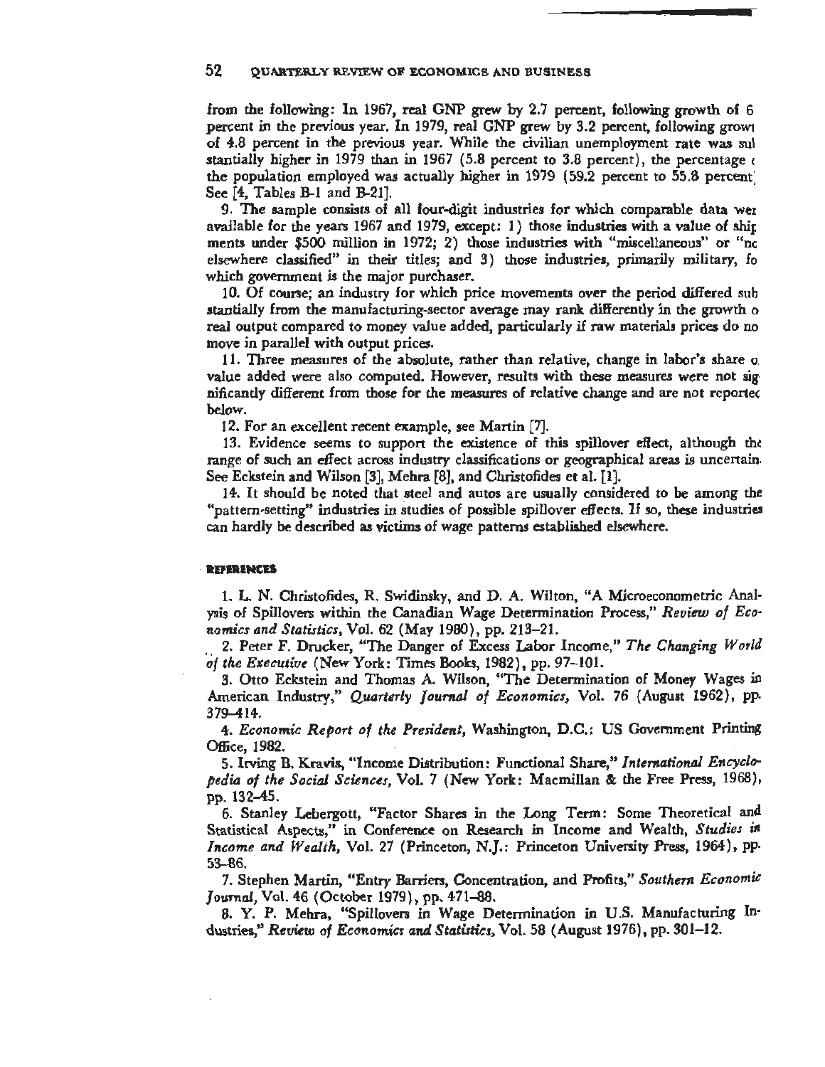from the following: In 1967, real GNP grew by 2.7 percent, following growth of 6 percent in the previous year. In 1979, real GNP grew by 3.2 percent, following growth of 4.8 percent in the previous year. While the civilian unemployment rate was substantially higher in 1979 than in 1967 (5.8 percent to 3.8 percent), the percentage of the population employed was actually higher in 1979 (59.2 percent to 55.8 percent). See [4, Tables B-1 and B-21].

9. The sample consists of all four-digit industries for which comparable data were available for the years 1967 and 1979, except: 1) those industries with a value of shipments under $500 million in 1972; 2) those industries with "miscellaneous" or "not elsewhere classified" in their titles; and 3) those industries, primarily military, for which government is the major purchaser.

10. Of course, an industry for which price movements over the period differed substantially from the manufacturing-sector average may rank differently in the growth of real output compared to money value added, particularly if raw materials prices do not move in parallel with output prices.

11. Three measures of the absolute, rather than relative, change in labor's share of value added were also computed. However, results with these measures were not significantly different from those for the measures of relative change and are not reported below.

12. For an excellent recent example, see Martin [7].

13. Evidence seems to support the existence of this spillover effect, although the range of such an effect across industry classifications or geographical areas is uncertain. See Eckstein and Wilson [3], Mehra [8], and Christofides et al. [1].

14. It should be noted that steel and autos are usually considered to be among the "pattern-setting" industries in studies of possible spillover effects. If so, these industries can hardly be described as victims of wage patterns established elsewhere.

## REFERENCES

1. L. N. Christofides, R. Swidinsky, and D. A. Wilton, "A Microeconometric Analysis of Spillovers within the Canadian Wage Determination Process," *Review of Economics and Statistics*, Vol. 62 (May 1980), pp. 213–21.

2. Peter F. Drucker, "The Danger of Excess Labor Income," *The Changing World of the Executive* (New York: Times Books, 1982), pp. 97–101.

3. Otto Eckstein and Thomas A. Wilson, "The Determination of Money Wages in American Industry," *Quarterly Journal of Economics*, Vol. 76 (August 1962), pp. 379–414.

4. *Economic Report of the President*, Washington, D.C.: US Government Printing Office, 1982.

5. Irving B. Kravis, "Income Distribution: Functional Share," *International Encyclopedia of the Social Sciences*, Vol. 7 (New York: Macmillan & the Free Press, 1968), pp. 132–45.

6. Stanley Lebergott, "Factor Shares in the Long Term: Some Theoretical and Statistical Aspects," in Conference on Research in Income and Wealth, *Studies in Income and Wealth*, Vol. 27 (Princeton, N.J.: Princeton University Press, 1964), pp. 53–86.

7. Stephen Martin, "Entry Barriers, Concentration, and Profits," *Southern Economic Journal*, Vol. 46 (October 1979), pp. 471–88.

8. Y. P. Mehra, "Spillovers in Wage Determination in U.S. Manufacturing Industries," *Review of Economics and Statistics*, Vol. 58 (August 1976), pp. 301–12.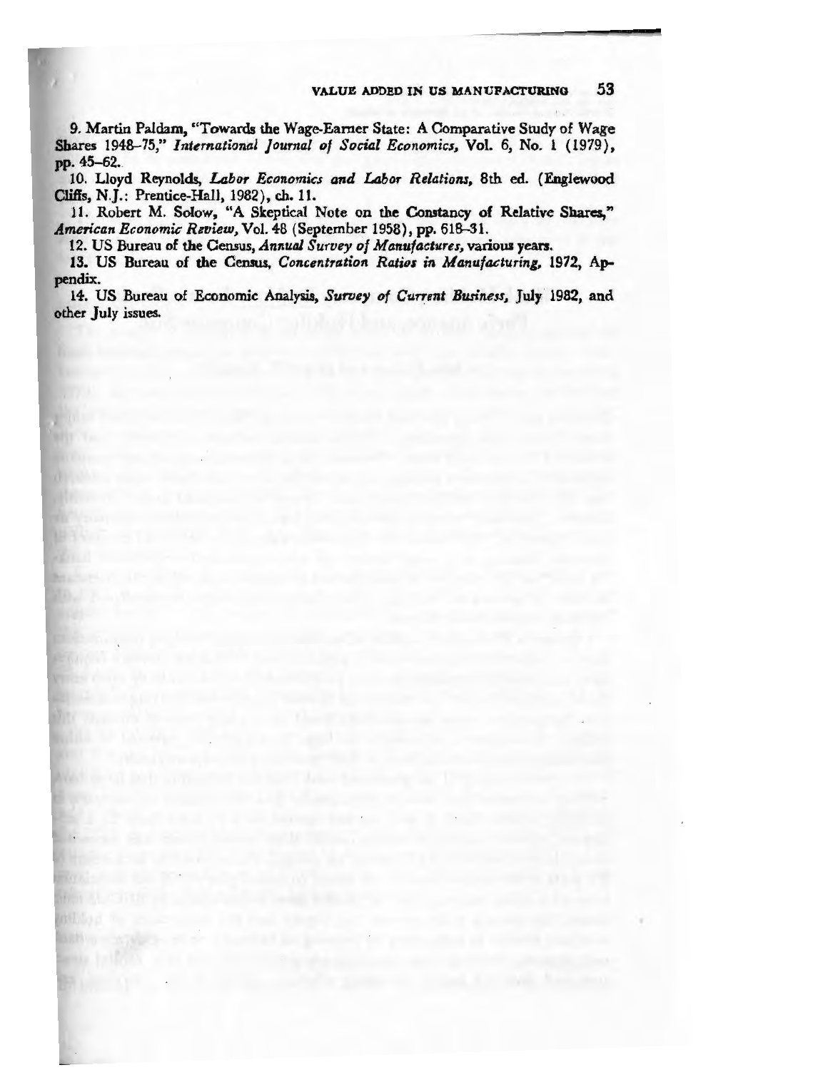9. Martin Paldam, "Towards the Wage-Earner State: A Comparative Study of Wage Shares 1948–75," *International Journal of Social Economics*, Vol. 6, No. 1 (1979), pp. 45–62.

10. Lloyd Reynolds, *Labor Economics and Labor Relations*, 8th ed. (Englewood Cliffs, N.J.: Prentice-Hall, 1982), ch. 11.

11. Robert M. Solow, "A Skeptical Note on the Constancy of Relative Shares," *American Economic Review*, Vol. 48 (September 1958), pp. 618–31.

12. US Bureau of the Census, *Annual Survey of Manufactures*, various years.

13. US Bureau of the Census, *Concentration Ratios in Manufacturing*, 1972, Appendix.

14. US Bureau of Economic Analysis, *Survey of Current Business*, July 1982, and other July issues.